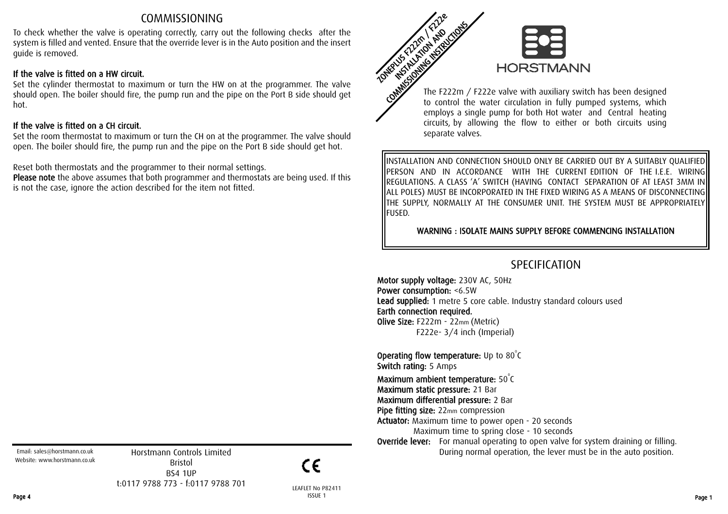# COMMISSIONING

To check whether the valve is operating correctly, carry out the following checks after the system is filled and vented. Ensure that the override lever is in the Auto position and the insert guide is removed.

**If the valve is fitted on a HW circuit.**
Set the cylinder thermostat to maximum or turn the HW on at the programmer. The valve should open. The boiler should fire, the pump run and the pipe on the Port B side should get hot.

**If the valve is fitted on a CH circuit.**
Set the room thermostat to maximum or turn the CH on at the programmer. The valve should open. The boiler should fire, the pump run and the pipe on the Port B side should get hot.

Reset both thermostats and the programmer to their normal settings.

**Please note** the above assumes that both programmer and thermostats are being used. If this is not the case, ignore the action described for the item not fitted.

Email: sales@horstmann.co.uk
Website: www.horstmann.co.uk

Horstmann Controls Limited
Bristol
BS4 1UP
t:0117 9788 773 - f:0117 9788 701

CE

LEAFLET No P82411
ISSUE 1

# ZONEPLUS F222m / F222e INSTALLATION AND COMMISSIONING INSTRUCTIONS

HORSTMANN

The F222m / F222e valve with auxiliary switch has been designed to control the water circulation in fully pumped systems, which employs a single pump for both Hot water and Central heating circuits, by allowing the flow to either or both circuits using separate valves.

INSTALLATION AND CONNECTION SHOULD ONLY BE CARRIED OUT BY A SUITABLY QUALIFIED PERSON AND IN ACCORDANCE WITH THE CURRENT EDITION OF THE I.E.E. WIRING REGULATIONS. A CLASS 'A' SWITCH (HAVING CONTACT SEPARATION OF AT LEAST 3MM IN ALL POLES) MUST BE INCORPORATED IN THE FIXED WIRING AS A MEANS OF DISCONNECTING THE SUPPLY, NORMALLY AT THE CONSUMER UNIT. THE SYSTEM MUST BE APPROPRIATELY FUSED.

**WARNING : ISOLATE MAINS SUPPLY BEFORE COMMENCING INSTALLATION**

# SPECIFICATION

**Motor supply voltage:** 230V AC, 50Hz
**Power consumption:** <6.5W
**Lead supplied:** 1 metre 5 core cable. Industry standard colours used
**Earth connection required.**
**Olive Size:** F222m - 22mm (Metric)
F222e- 3/4 inch (Imperial)

**Operating flow temperature:** Up to 80°C
**Switch rating:** 5 Amps
**Maximum ambient temperature:** 50°C
**Maximum static pressure:** 21 Bar
**Maximum differential pressure:** 2 Bar
**Pipe fitting size:** 22mm compression
**Actuator:** Maximum time to power open - 20 seconds
Maximum time to spring close - 10 seconds
**Override lever:** For manual operating to open valve for system draining or filling. During normal operation, the lever must be in the auto position.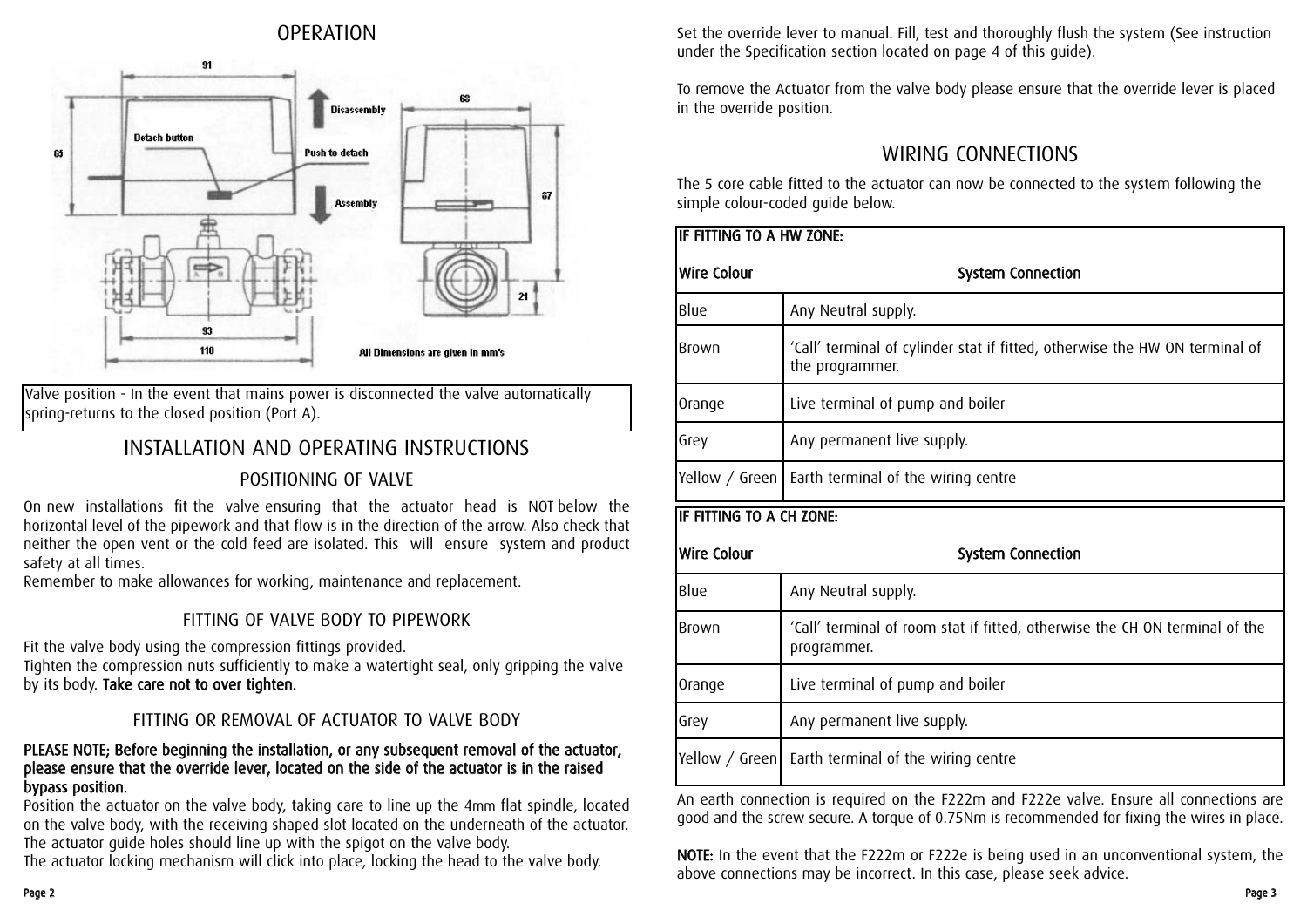# OPERATION

91

65

Detach button

Disassembly

Push to detach

Assembly

68

87

21

93

110

All Dimensions are given in mm's

Valve position - In the event that mains power is disconnected the valve automatically spring-returns to the closed position (Port A).

## INSTALLATION AND OPERATING INSTRUCTIONS

### POSITIONING OF VALVE

On new installations fit the valve ensuring that the actuator head is NOT below the horizontal level of the pipework and that flow is in the direction of the arrow. Also check that neither the open vent or the cold feed are isolated. This will ensure system and product safety at all times.
Remember to make allowances for working, maintenance and replacement.

### FITTING OF VALVE BODY TO PIPEWORK

Fit the valve body using the compression fittings provided.
Tighten the compression nuts sufficiently to make a watertight seal, only gripping the valve by its body. **Take care not to over tighten.**

### FITTING OR REMOVAL OF ACTUATOR TO VALVE BODY

**PLEASE NOTE; Before beginning the installation, or any subsequent removal of the actuator, please ensure that the override lever, located on the side of the actuator is in the raised bypass position.**
Position the actuator on the valve body, taking care to line up the 4mm flat spindle, located on the valve body, with the receiving shaped slot located on the underneath of the actuator. The actuator guide holes should line up with the spigot on the valve body.
The actuator locking mechanism will click into place, locking the head to the valve body.

Set the override lever to manual. Fill, test and thoroughly flush the system (See instruction under the Specification section located on page 4 of this guide).

To remove the Actuator from the valve body please ensure that the override lever is placed in the override position.

## WIRING CONNECTIONS

The 5 core cable fitted to the actuator can now be connected to the system following the simple colour-coded guide below.

**IF FITTING TO A HW ZONE:**

| **Wire Colour** | **System Connection** |
|---|---|
| Blue | Any Neutral supply. |
| Brown | 'Call' terminal of cylinder stat if fitted, otherwise the HW ON terminal of the programmer. |
| Orange | Live terminal of pump and boiler |
| Grey | Any permanent live supply. |
| Yellow / Green | Earth terminal of the wiring centre |

**IF FITTING TO A CH ZONE:**

| **Wire Colour** | **System Connection** |
|---|---|
| Blue | Any Neutral supply. |
| Brown | 'Call' terminal of room stat if fitted, otherwise the CH ON terminal of the programmer. |
| Orange | Live terminal of pump and boiler |
| Grey | Any permanent live supply. |
| Yellow / Green | Earth terminal of the wiring centre |

An earth connection is required on the F222m and F222e valve. Ensure all connections are good and the screw secure. A torque of 0.75Nm is recommended for fixing the wires in place.

**NOTE:** In the event that the F222m or F222e is being used in an unconventional system, the above connections may be incorrect. In this case, please seek advice.